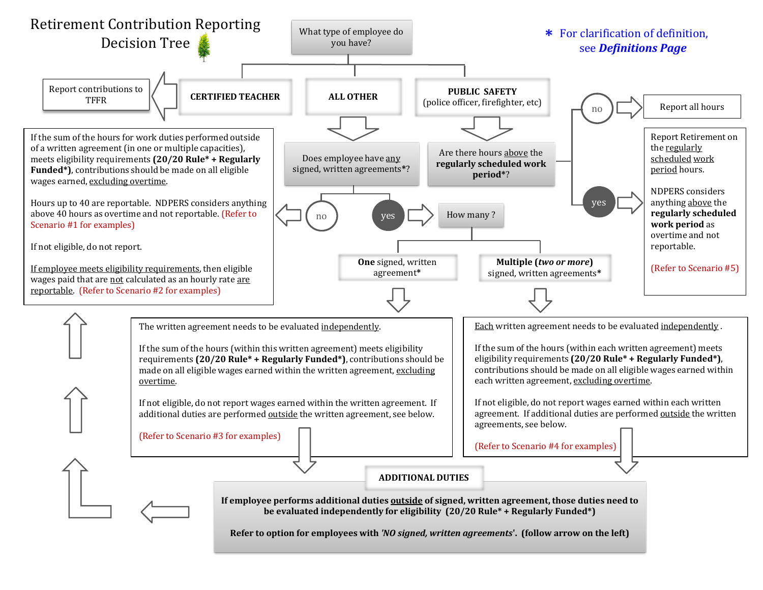# Retirement Contribution Reporting Decision Tree

**\* For clarification of definition, see *Definitions Page***

**What type of employee do you have?**

- **CERTIFIED TEACHER**
- **ALL OTHER**
- **PUBLIC SAFETY** (police officer, firefighter, etc)

---

## CERTIFIED TEACHER

Report contributions to TFFR

---

## ALL OTHER

**Does employee have any signed, written agreements\*?**

### no

If the sum of the hours for work duties performed outside of a written agreement (in one or multiple capacities), meets eligibility requirements **(20/20 Rule\* + Regularly Funded\*)**, contributions should be made on all eligible wages earned, excluding overtime.

Hours up to 40 are reportable. NDPERS considers anything above 40 hours as overtime and not reportable. (Refer to Scenario #1 for examples)

If not eligible, do not report.

If employee meets eligibility requirements, then eligible wages paid that are not calculated as an hourly rate are reportable. (Refer to Scenario #2 for examples)

### yes

**How many?**

#### **One** signed, written agreement\*

The written agreement needs to be evaluated independently.

If the sum of the hours (within this written agreement) meets eligibility requirements **(20/20 Rule\* + Regularly Funded\*)**, contributions should be made on all eligible wages earned within the written agreement, excluding overtime.

If not eligible, do not report wages earned within the written agreement. If additional duties are performed outside the written agreement, see below.

(Refer to Scenario #3 for examples)

#### **Multiple** (*two or more*) signed, written agreements\*

Each written agreement needs to be evaluated independently.

If the sum of the hours (within each written agreement) meets eligibility requirements **(20/20 Rule\* + Regularly Funded\*)**, contributions should be made on all eligible wages earned within each written agreement, excluding overtime.

If not eligible, do not report wages earned within each written agreement. If additional duties are performed outside the written agreements, see below.

(Refer to Scenario #4 for examples)

### ADDITIONAL DUTIES

**If employee performs additional duties outside of signed, written agreement, those duties need to be evaluated independently for eligibility (20/20 Rule\* + Regularly Funded\*)**

**Refer to option for employees with *'NO signed, written agreements'*. (follow arrow on the left)**

---

## PUBLIC SAFETY

**Are there hours above the regularly scheduled work period\*?**

### no

Report all hours

### yes

Report Retirement on the regularly scheduled work period hours.

NDPERS considers anything above the **regularly scheduled work period** as overtime and not reportable.

(Refer to Scenario #5)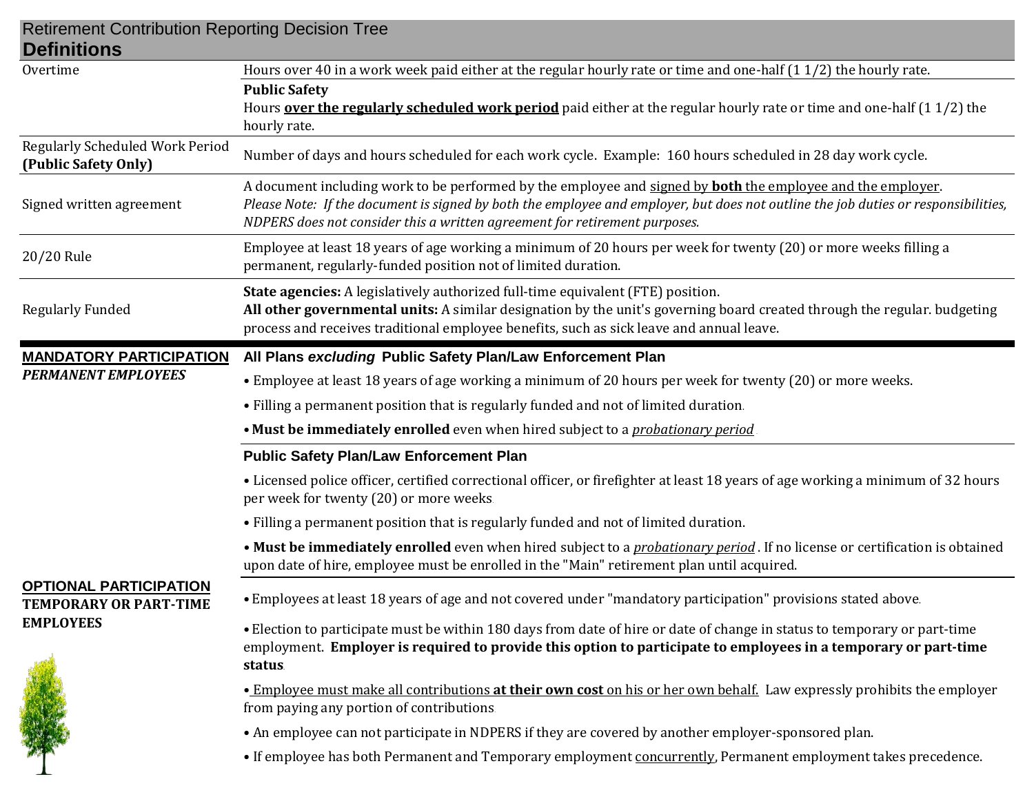# Retirement Contribution Reporting Decision Tree

## Definitions

| Term | Definition |
| --- | --- |
| Overtime | Hours over 40 in a work week paid either at the regular hourly rate or time and one-half (1 1/2) the hourly rate.<br>**Public Safety**<br>Hours **over the regularly scheduled work period** paid either at the regular hourly rate or time and one-half (1 1/2) the hourly rate. |
| Regularly Scheduled Work Period **(Public Safety Only)** | Number of days and hours scheduled for each work cycle. Example: 160 hours scheduled in 28 day work cycle. |
| Signed written agreement | A document including work to be performed by the employee and signed by **both** the employee and the employer.<br>*Please Note: If the document is signed by both the employee and employer, but does not outline the job duties or responsibilities, NDPERS does not consider this a written agreement for retirement purposes.* |
| 20/20 Rule | Employee at least 18 years of age working a minimum of 20 hours per week for twenty (20) or more weeks filling a permanent, regularly-funded position not of limited duration. |
| Regularly Funded | **State agencies:** A legislatively authorized full-time equivalent (FTE) position.<br>**All other governmental units:** A similar designation by the unit's governing board created through the regular. budgeting process and receives traditional employee benefits, such as sick leave and annual leave. |

## MANDATORY PARTICIPATION

***PERMANENT EMPLOYEES***

### All Plans *excluding* Public Safety Plan/Law Enforcement Plan

- Employee at least 18 years of age working a minimum of 20 hours per week for twenty (20) or more weeks.
- Filling a permanent position that is regularly funded and not of limited duration.
- **Must be immediately enrolled** even when hired subject to a *probationary period*.

### Public Safety Plan/Law Enforcement Plan

- Licensed police officer, certified correctional officer, or firefighter at least 18 years of age working a minimum of 32 hours per week for twenty (20) or more weeks.
- Filling a permanent position that is regularly funded and not of limited duration.
- **Must be immediately enrolled** even when hired subject to a *probationary period*. If no license or certification is obtained upon date of hire, employee must be enrolled in the "Main" retirement plan until acquired.

## OPTIONAL PARTICIPATION

**TEMPORARY OR PART-TIME EMPLOYEES**

- Employees at least 18 years of age and not covered under "mandatory participation" provisions stated above.
- Election to participate must be within 180 days from date of hire or date of change in status to temporary or part-time employment. **Employer is required to provide this option to participate to employees in a temporary or part-time status**.
- Employee must make all contributions **at their own cost** on his or her own behalf. Law expressly prohibits the employer from paying any portion of contributions.
- An employee can not participate in NDPERS if they are covered by another employer-sponsored plan.
- If employee has both Permanent and Temporary employment concurrently, Permanent employment takes precedence.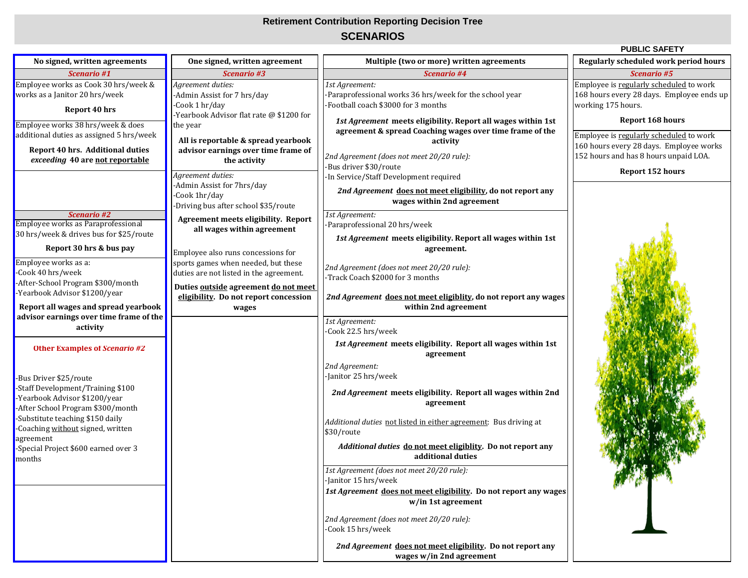# Retirement Contribution Reporting Decision Tree

## SCENARIOS

### No signed, written agreements

**Scenario #1**

Employee works as Cook 30 hrs/week & works as a Janitor 20 hrs/week

**Report 40 hrs**

Employee works 38 hrs/week & does additional duties as assigned 5 hrs/week

**Report 40 hrs. Additional duties *exceeding* 40 are not reportable**

**Scenario #2**

Employee works as Paraprofessional 30 hrs/week & drives bus for $25/route

**Report 30 hrs & bus pay**

Employee works as a:
- Cook 40 hrs/week
- After-School Program $300/month
- Yearbook Advisor $1200/year

**Report all wages and spread yearbook advisor earnings over time frame of the activity**

**Other Examples of *Scenario #2***

- Bus Driver $25/route
- Staff Development/Training $100
- Yearbook Advisor $1200/year
- After School Program $300/month
- Substitute teaching $150 daily
- Coaching without signed, written agreement
- Special Project $600 earned over 3 months

### One signed, written agreement

**Scenario #3**

*Agreement duties:*
- Admin Assist for 7 hrs/day
- Cook 1 hr/day
- Yearbook Advisor flat rate @ $1200 for the year

**All is reportable & spread yearbook advisor earnings over time frame of the activity**

*Agreement duties:*
- Admin Assist for 7hrs/day
- Cook 1hr/day
- Driving bus after school $35/route

**Agreement meets eligibility. Report all wages within agreement**

Employee also runs concessions for sports games when needed, but these duties are not listed in the agreement.

**Duties outside agreement do not meet eligibility. Do not report concession wages**

### Multiple (two or more) written agreements

**Scenario #4**

*1st Agreement:*
- Paraprofessional works 36 hrs/week for the school year
- Football coach $3000 for 3 months

***1st Agreement* meets eligibility. Report all wages within 1st agreement & spread Coaching wages over time frame of the activity**

*2nd Agreement (does not meet 20/20 rule):*
- Bus driver $30/route
- In Service/Staff Development required

***2nd Agreement* does not meet eligibility, do not report any wages within 2nd agreement**

*1st Agreement:*
- Paraprofessional 20 hrs/week

***1st Agreement* meets eligibility. Report all wages within 1st agreement.**

*2nd Agreement (does not meet 20/20 rule):*
- Track Coach $2000 for 3 months

***2nd Agreement* does not meet eligiblity, do not report any wages within 2nd agreement**

*1st Agreement:*
- Cook 22.5 hrs/week

***1st Agreement* meets eligibility. Report all wages within 1st agreement**

*2nd Agreement:*
- Janitor 25 hrs/week

***2nd Agreement* meets eligibility. Report all wages within 2nd agreement**

*Additional duties* not listed in either agreement: Bus driving at $30/route

***Additional duties* do not meet eligiblity. Do not report any additional duties**

*1st Agreement (does not meet 20/20 rule):*
- Janitor 15 hrs/week

***1st Agreement* does not meet eligibility. Do not report any wages w/in 1st agreement**

*2nd Agreement (does not meet 20/20 rule):*
- Cook 15 hrs/week

***2nd Agreement* does not meet eligibility. Do not report any wages w/in 2nd agreement**

### PUBLIC SAFETY

### Regularly scheduled work period hours

**Scenario #5**

Employee is regularly scheduled to work 168 hours every 28 days. Employee ends up working 175 hours.

**Report 168 hours**

Employee is regularly scheduled to work 160 hours every 28 days. Employee works 152 hours and has 8 hours unpaid LOA.

**Report 152 hours**